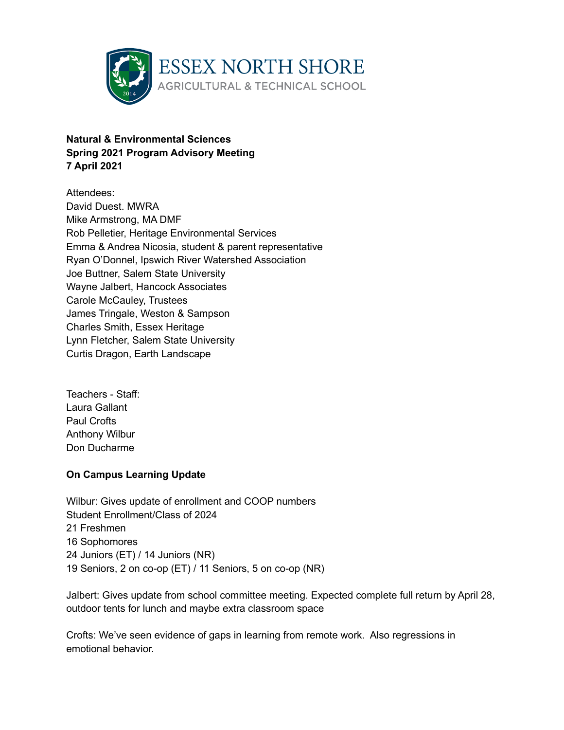ESSEX NORTH SHORE
AGRICULTURAL & TECHNICAL SCHOOL

**Natural & Environmental Sciences**
**Spring 2021 Program Advisory Meeting**
**7 April 2021**

Attendees:
David Duest. MWRA
Mike Armstrong, MA DMF
Rob Pelletier, Heritage Environmental Services
Emma & Andrea Nicosia, student & parent representative
Ryan O'Donnel, Ipswich River Watershed Association
Joe Buttner, Salem State University
Wayne Jalbert, Hancock Associates
Carole McCauley, Trustees
James Tringale, Weston & Sampson
Charles Smith, Essex Heritage
Lynn Fletcher, Salem State University
Curtis Dragon, Earth Landscape

Teachers - Staff:
Laura Gallant
Paul Crofts
Anthony Wilbur
Don Ducharme

**On Campus Learning Update**

Wilbur: Gives update of enrollment and COOP numbers
Student Enrollment/Class of 2024
21 Freshmen
16 Sophomores
24 Juniors (ET) / 14 Juniors (NR)
19 Seniors, 2 on co-op (ET) / 11 Seniors, 5 on co-op (NR)

Jalbert: Gives update from school committee meeting. Expected complete full return by April 28, outdoor tents for lunch and maybe extra classroom space

Crofts: We've seen evidence of gaps in learning from remote work. Also regressions in emotional behavior.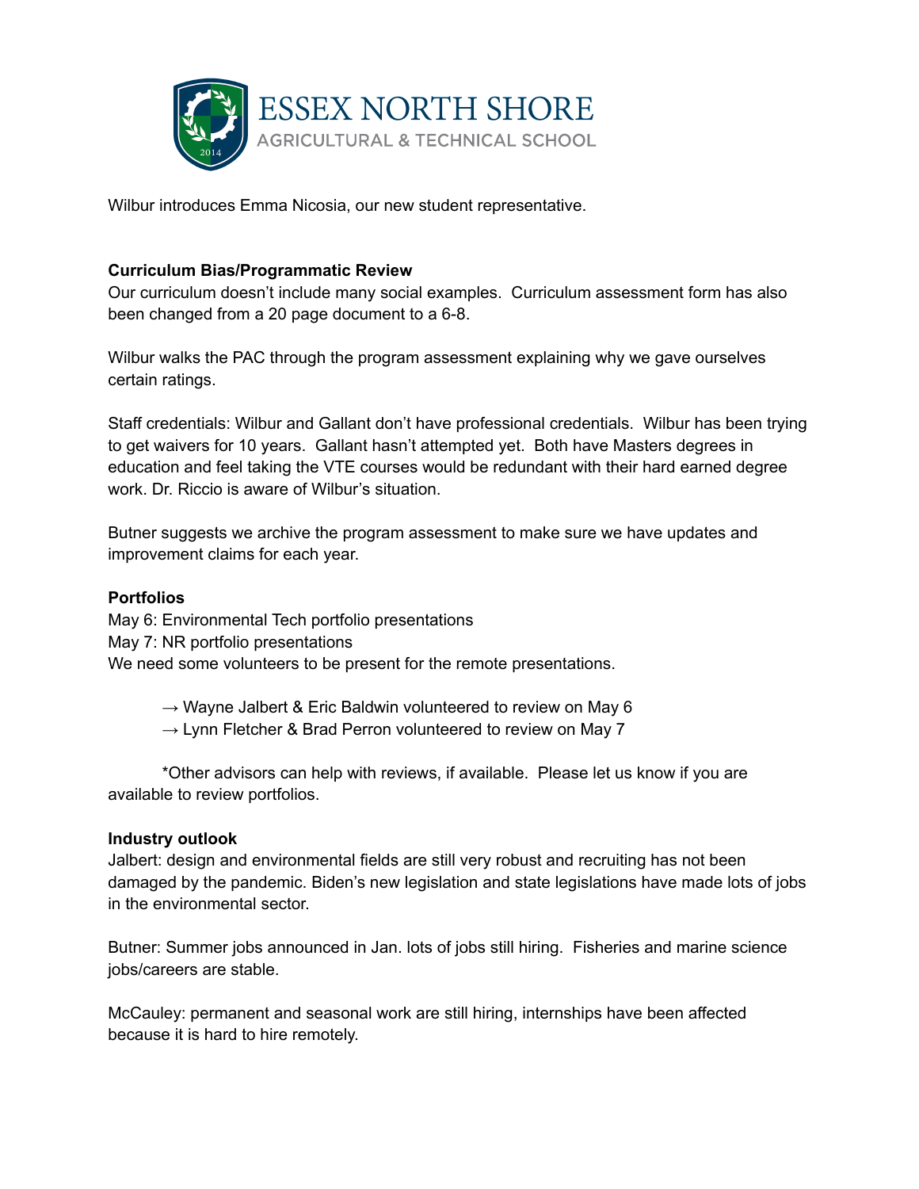Wilbur introduces Emma Nicosia, our new student representative.

**Curriculum Bias/Programmatic Review**

Our curriculum doesn't include many social examples. Curriculum assessment form has also been changed from a 20 page document to a 6-8.

Wilbur walks the PAC through the program assessment explaining why we gave ourselves certain ratings.

Staff credentials: Wilbur and Gallant don't have professional credentials. Wilbur has been trying to get waivers for 10 years. Gallant hasn't attempted yet. Both have Masters degrees in education and feel taking the VTE courses would be redundant with their hard earned degree work. Dr. Riccio is aware of Wilbur's situation.

Butner suggests we archive the program assessment to make sure we have updates and improvement claims for each year.

**Portfolios**

May 6: Environmental Tech portfolio presentations
May 7: NR portfolio presentations
We need some volunteers to be present for the remote presentations.

→ Wayne Jalbert & Eric Baldwin volunteered to review on May 6
→ Lynn Fletcher & Brad Perron volunteered to review on May 7

*Other advisors can help with reviews, if available. Please let us know if you are available to review portfolios.

**Industry outlook**

Jalbert: design and environmental fields are still very robust and recruiting has not been damaged by the pandemic. Biden's new legislation and state legislations have made lots of jobs in the environmental sector.

Butner: Summer jobs announced in Jan. lots of jobs still hiring. Fisheries and marine science jobs/careers are stable.

McCauley: permanent and seasonal work are still hiring, internships have been affected because it is hard to hire remotely.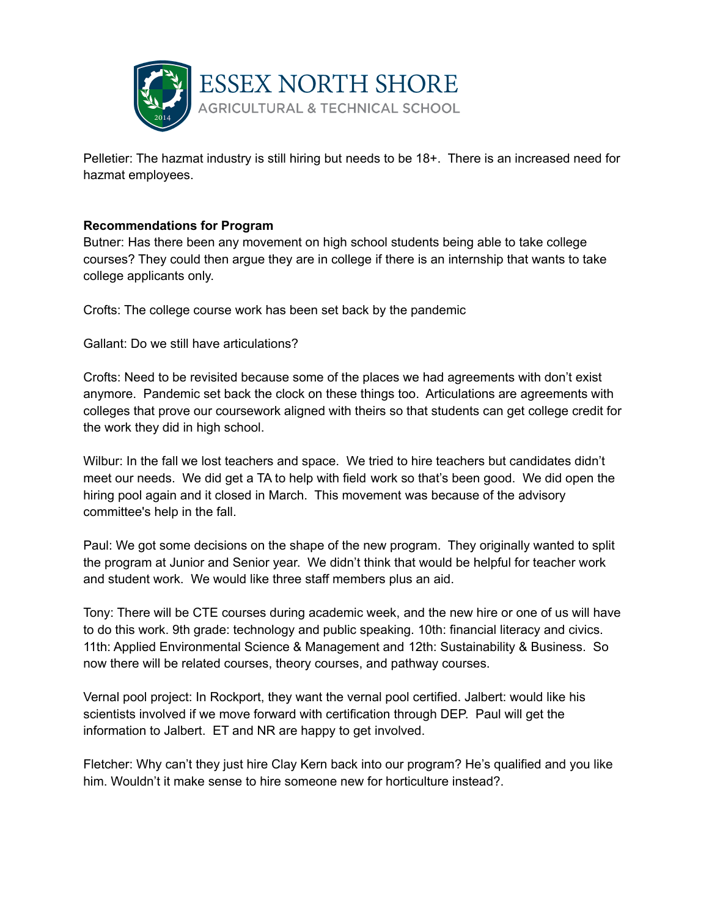Pelletier: The hazmat industry is still hiring but needs to be 18+. There is an increased need for hazmat employees.

**Recommendations for Program**

Butner: Has there been any movement on high school students being able to take college courses? They could then argue they are in college if there is an internship that wants to take college applicants only.

Crofts: The college course work has been set back by the pandemic

Gallant: Do we still have articulations?

Crofts: Need to be revisited because some of the places we had agreements with don't exist anymore. Pandemic set back the clock on these things too. Articulations are agreements with colleges that prove our coursework aligned with theirs so that students can get college credit for the work they did in high school.

Wilbur: In the fall we lost teachers and space. We tried to hire teachers but candidates didn't meet our needs. We did get a TA to help with field work so that's been good. We did open the hiring pool again and it closed in March. This movement was because of the advisory committee's help in the fall.

Paul: We got some decisions on the shape of the new program. They originally wanted to split the program at Junior and Senior year. We didn't think that would be helpful for teacher work and student work. We would like three staff members plus an aid.

Tony: There will be CTE courses during academic week, and the new hire or one of us will have to do this work. 9th grade: technology and public speaking. 10th: financial literacy and civics. 11th: Applied Environmental Science & Management and 12th: Sustainability & Business. So now there will be related courses, theory courses, and pathway courses.

Vernal pool project: In Rockport, they want the vernal pool certified. Jalbert: would like his scientists involved if we move forward with certification through DEP. Paul will get the information to Jalbert. ET and NR are happy to get involved.

Fletcher: Why can't they just hire Clay Kern back into our program? He's qualified and you like him. Wouldn't it make sense to hire someone new for horticulture instead?.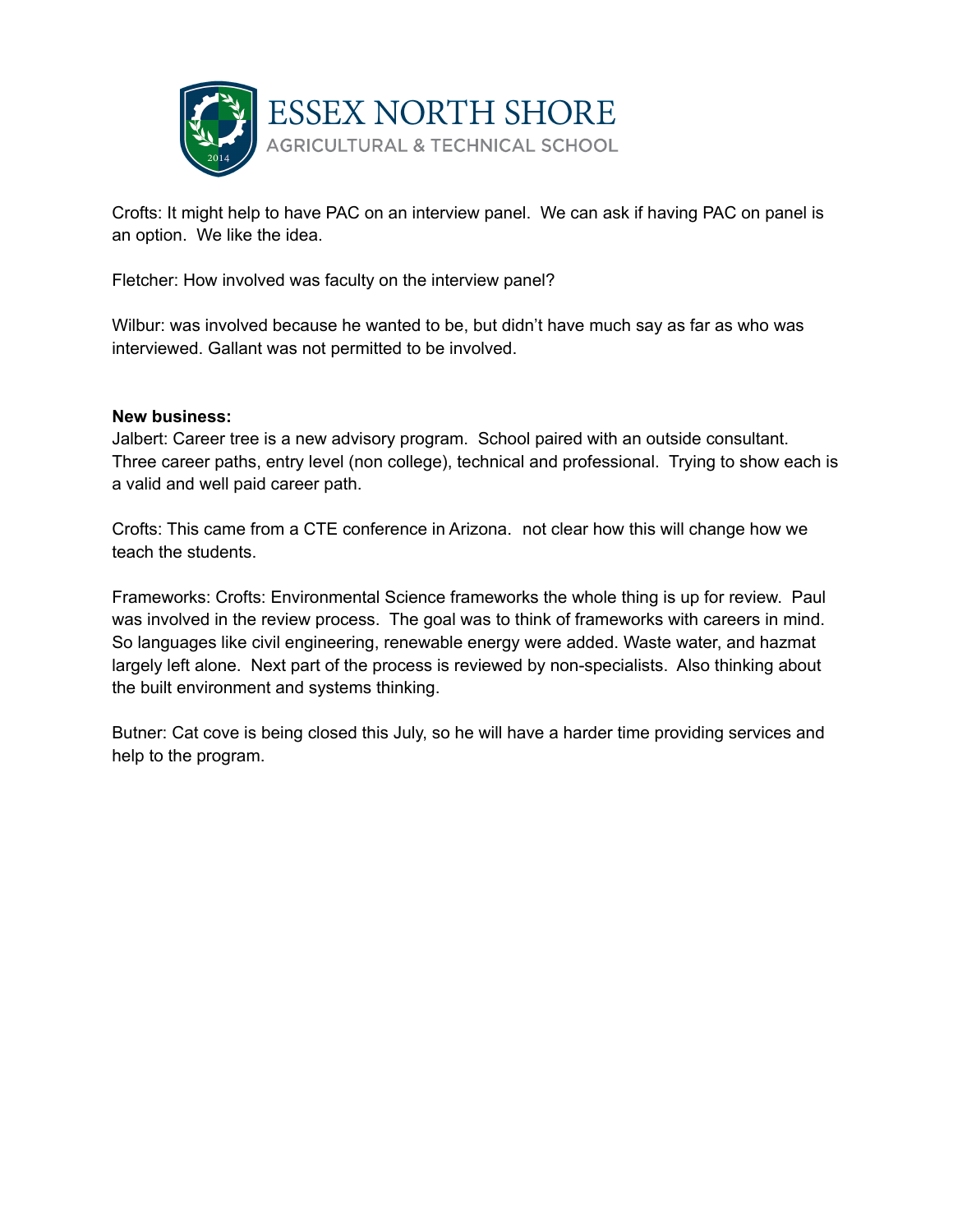Crofts: It might help to have PAC on an interview panel.  We can ask if having PAC on panel is an option.  We like the idea.

Fletcher: How involved was faculty on the interview panel?

Wilbur: was involved because he wanted to be, but didn't have much say as far as who was interviewed. Gallant was not permitted to be involved.

**New business:**

Jalbert: Career tree is a new advisory program.  School paired with an outside consultant. Three career paths, entry level (non college), technical and professional.  Trying to show each is a valid and well paid career path.

Crofts: This came from a CTE conference in Arizona.  not clear how this will change how we teach the students.

Frameworks: Crofts: Environmental Science frameworks the whole thing is up for review.  Paul was involved in the review process.  The goal was to think of frameworks with careers in mind. So languages like civil engineering, renewable energy were added. Waste water, and hazmat largely left alone.  Next part of the process is reviewed by non-specialists.  Also thinking about the built environment and systems thinking.

Butner: Cat cove is being closed this July, so he will have a harder time providing services and help to the program.